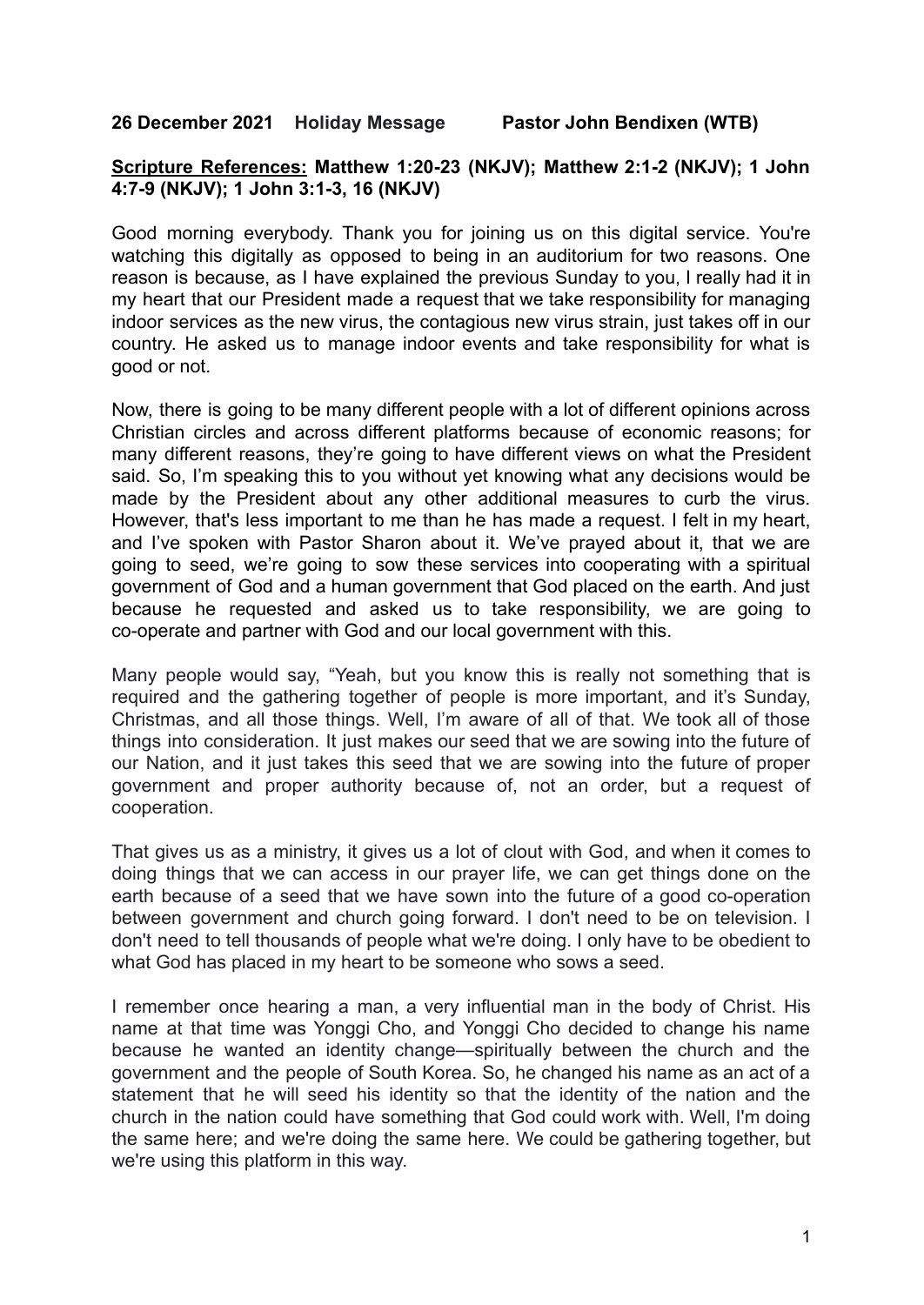**26 December 2021 Holiday Message Pastor John Bendixen (WTB)**

**<u>Scripture References:</u> Matthew 1:20-23 (NKJV); Matthew 2:1-2 (NKJV); 1 John 4:7-9 (NKJV); 1 John 3:1-3, 16 (NKJV)**

Good morning everybody. Thank you for joining us on this digital service. You're watching this digitally as opposed to being in an auditorium for two reasons. One reason is because, as I have explained the previous Sunday to you, I really had it in my heart that our President made a request that we take responsibility for managing indoor services as the new virus, the contagious new virus strain, just takes off in our country. He asked us to manage indoor events and take responsibility for what is good or not.

Now, there is going to be many different people with a lot of different opinions across Christian circles and across different platforms because of economic reasons; for many different reasons, they're going to have different views on what the President said. So, I'm speaking this to you without yet knowing what any decisions would be made by the President about any other additional measures to curb the virus. However, that's less important to me than he has made a request. I felt in my heart, and I've spoken with Pastor Sharon about it. We've prayed about it, that we are going to seed, we're going to sow these services into cooperating with a spiritual government of God and a human government that God placed on the earth. And just because he requested and asked us to take responsibility, we are going to co-operate and partner with God and our local government with this.

Many people would say, "Yeah, but you know this is really not something that is required and the gathering together of people is more important, and it's Sunday, Christmas, and all those things. Well, I'm aware of all of that. We took all of those things into consideration. It just makes our seed that we are sowing into the future of our Nation, and it just takes this seed that we are sowing into the future of proper government and proper authority because of, not an order, but a request of cooperation.

That gives us as a ministry, it gives us a lot of clout with God, and when it comes to doing things that we can access in our prayer life, we can get things done on the earth because of a seed that we have sown into the future of a good co-operation between government and church going forward. I don't need to be on television. I don't need to tell thousands of people what we're doing. I only have to be obedient to what God has placed in my heart to be someone who sows a seed.

I remember once hearing a man, a very influential man in the body of Christ. His name at that time was Yonggi Cho, and Yonggi Cho decided to change his name because he wanted an identity change—spiritually between the church and the government and the people of South Korea. So, he changed his name as an act of a statement that he will seed his identity so that the identity of the nation and the church in the nation could have something that God could work with. Well, I'm doing the same here; and we're doing the same here. We could be gathering together, but we're using this platform in this way.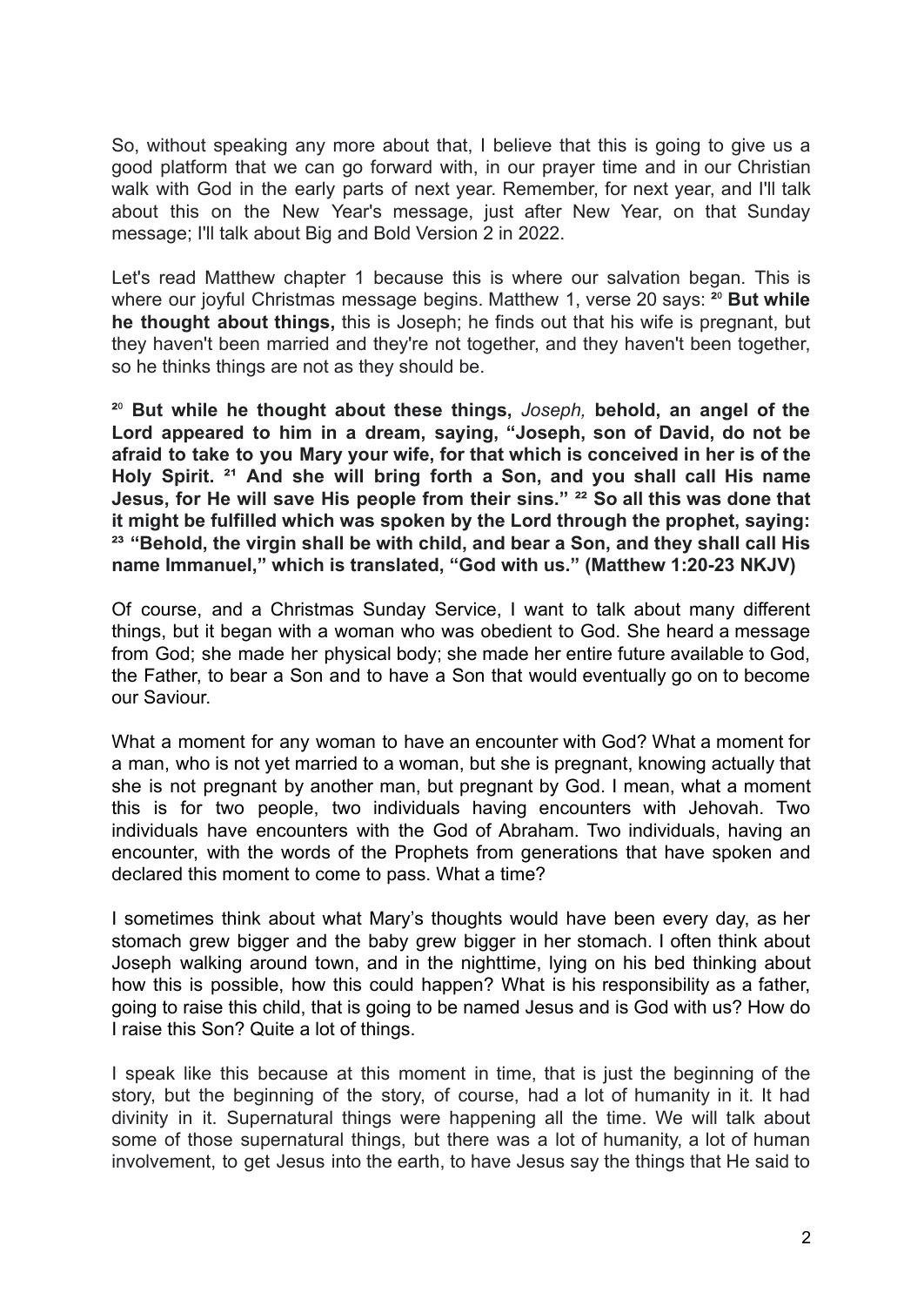So, without speaking any more about that, I believe that this is going to give us a good platform that we can go forward with, in our prayer time and in our Christian walk with God in the early parts of next year. Remember, for next year, and I'll talk about this on the New Year's message, just after New Year, on that Sunday message; I'll talk about Big and Bold Version 2 in 2022.

Let's read Matthew chapter 1 because this is where our salvation began. This is where our joyful Christmas message begins. Matthew 1, verse 20 says: [20] **But while he thought about things,** this is Joseph; he finds out that his wife is pregnant, but they haven't been married and they're not together, and they haven't been together, so he thinks things are not as they should be.

[20] **But while he thought about these things,** *Joseph,* **behold, an angel of the Lord appeared to him in a dream, saying, "Joseph, son of David, do not be afraid to take to you Mary your wife, for that which is conceived in her is of the Holy Spirit. [21] And she will bring forth a Son, and you shall call His name Jesus, for He will save His people from their sins." [22] So all this was done that it might be fulfilled which was spoken by the Lord through the prophet, saying: [23] "Behold, the virgin shall be with child, and bear a Son, and they shall call His name Immanuel," which is translated, "God with us." (Matthew 1:20-23 NKJV)**

Of course, and a Christmas Sunday Service, I want to talk about many different things, but it began with a woman who was obedient to God. She heard a message from God; she made her physical body; she made her entire future available to God, the Father, to bear a Son and to have a Son that would eventually go on to become our Saviour.

What a moment for any woman to have an encounter with God? What a moment for a man, who is not yet married to a woman, but she is pregnant, knowing actually that she is not pregnant by another man, but pregnant by God. I mean, what a moment this is for two people, two individuals having encounters with Jehovah. Two individuals have encounters with the God of Abraham. Two individuals, having an encounter, with the words of the Prophets from generations that have spoken and declared this moment to come to pass. What a time?

I sometimes think about what Mary's thoughts would have been every day, as her stomach grew bigger and the baby grew bigger in her stomach. I often think about Joseph walking around town, and in the nighttime, lying on his bed thinking about how this is possible, how this could happen? What is his responsibility as a father, going to raise this child, that is going to be named Jesus and is God with us? How do I raise this Son? Quite a lot of things.

I speak like this because at this moment in time, that is just the beginning of the story, but the beginning of the story, of course, had a lot of humanity in it. It had divinity in it. Supernatural things were happening all the time. We will talk about some of those supernatural things, but there was a lot of humanity, a lot of human involvement, to get Jesus into the earth, to have Jesus say the things that He said to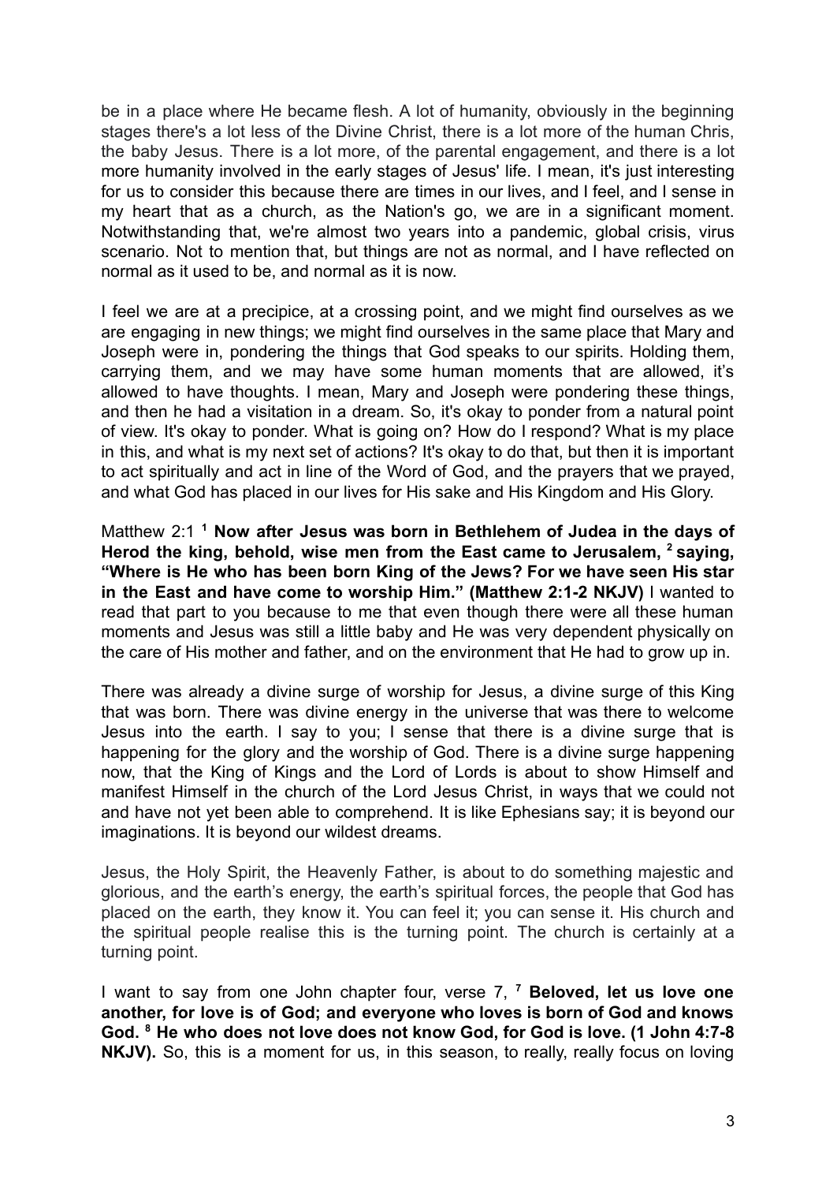be in a place where He became flesh. A lot of humanity, obviously in the beginning stages there's a lot less of the Divine Christ, there is a lot more of the human Chris, the baby Jesus. There is a lot more, of the parental engagement, and there is a lot more humanity involved in the early stages of Jesus' life. I mean, it's just interesting for us to consider this because there are times in our lives, and I feel, and I sense in my heart that as a church, as the Nation's go, we are in a significant moment. Notwithstanding that, we're almost two years into a pandemic, global crisis, virus scenario. Not to mention that, but things are not as normal, and I have reflected on normal as it used to be, and normal as it is now.

I feel we are at a precipice, at a crossing point, and we might find ourselves as we are engaging in new things; we might find ourselves in the same place that Mary and Joseph were in, pondering the things that God speaks to our spirits. Holding them, carrying them, and we may have some human moments that are allowed, it's allowed to have thoughts. I mean, Mary and Joseph were pondering these things, and then he had a visitation in a dream. So, it's okay to ponder from a natural point of view. It's okay to ponder. What is going on? How do I respond? What is my place in this, and what is my next set of actions? It's okay to do that, but then it is important to act spiritually and act in line of the Word of God, and the prayers that we prayed, and what God has placed in our lives for His sake and His Kingdom and His Glory.

Matthew 2:1 [1] **Now after Jesus was born in Bethlehem of Judea in the days of Herod the king, behold, wise men from the East came to Jerusalem, [2] saying, "Where is He who has been born King of the Jews? For we have seen His star in the East and have come to worship Him." (Matthew 2:1-2 NKJV)** I wanted to read that part to you because to me that even though there were all these human moments and Jesus was still a little baby and He was very dependent physically on the care of His mother and father, and on the environment that He had to grow up in.

There was already a divine surge of worship for Jesus, a divine surge of this King that was born. There was divine energy in the universe that was there to welcome Jesus into the earth. I say to you; I sense that there is a divine surge that is happening for the glory and the worship of God. There is a divine surge happening now, that the King of Kings and the Lord of Lords is about to show Himself and manifest Himself in the church of the Lord Jesus Christ, in ways that we could not and have not yet been able to comprehend. It is like Ephesians say; it is beyond our imaginations. It is beyond our wildest dreams.

Jesus, the Holy Spirit, the Heavenly Father, is about to do something majestic and glorious, and the earth's energy, the earth's spiritual forces, the people that God has placed on the earth, they know it. You can feel it; you can sense it. His church and the spiritual people realise this is the turning point. The church is certainly at a turning point.

I want to say from one John chapter four, verse 7, [7] **Beloved, let us love one another, for love is of God; and everyone who loves is born of God and knows God. [8] He who does not love does not know God, for God is love. (1 John 4:7-8 NKJV).** So, this is a moment for us, in this season, to really, really focus on loving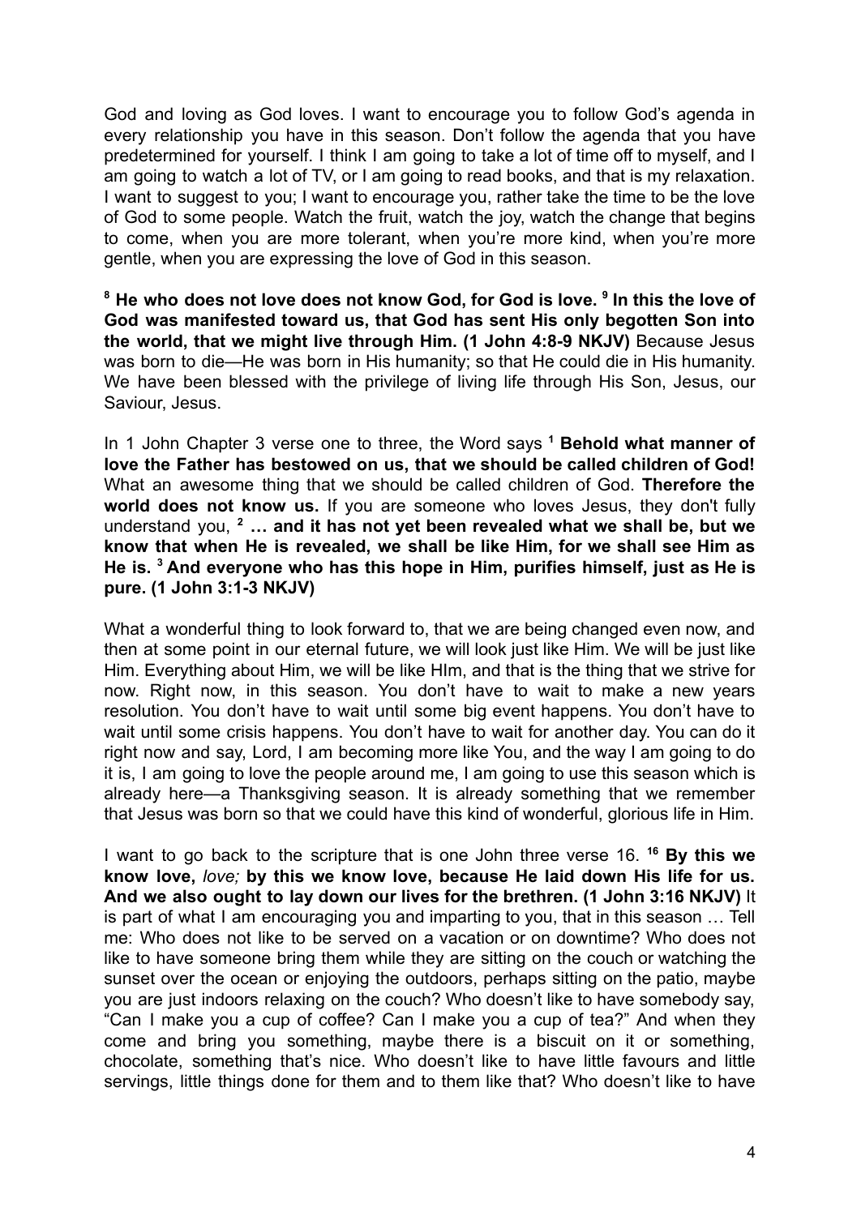God and loving as God loves. I want to encourage you to follow God's agenda in every relationship you have in this season. Don't follow the agenda that you have predetermined for yourself. I think I am going to take a lot of time off to myself, and I am going to watch a lot of TV, or I am going to read books, and that is my relaxation. I want to suggest to you; I want to encourage you, rather take the time to be the love of God to some people. Watch the fruit, watch the joy, watch the change that begins to come, when you are more tolerant, when you're more kind, when you're more gentle, when you are expressing the love of God in this season.

**[8] He who does not love does not know God, for God is love. [9] In this the love of God was manifested toward us, that God has sent His only begotten Son into the world, that we might live through Him. (1 John 4:8-9 NKJV)** Because Jesus was born to die—He was born in His humanity; so that He could die in His humanity. We have been blessed with the privilege of living life through His Son, Jesus, our Saviour, Jesus.

In 1 John Chapter 3 verse one to three, the Word says **[1] Behold what manner of love the Father has bestowed on us, that we should be called children of God!** What an awesome thing that we should be called children of God. **Therefore the world does not know us.** If you are someone who loves Jesus, they don't fully understand you, **[2] … and it has not yet been revealed what we shall be, but we know that when He is revealed, we shall be like Him, for we shall see Him as He is. [3] And everyone who has this hope in Him, purifies himself, just as He is pure. (1 John 3:1-3 NKJV)**

What a wonderful thing to look forward to, that we are being changed even now, and then at some point in our eternal future, we will look just like Him. We will be just like Him. Everything about Him, we will be like HIm, and that is the thing that we strive for now. Right now, in this season. You don't have to wait to make a new years resolution. You don't have to wait until some big event happens. You don't have to wait until some crisis happens. You don't have to wait for another day. You can do it right now and say, Lord, I am becoming more like You, and the way I am going to do it is, I am going to love the people around me, I am going to use this season which is already here—a Thanksgiving season. It is already something that we remember that Jesus was born so that we could have this kind of wonderful, glorious life in Him.

I want to go back to the scripture that is one John three verse 16. **[16] By this we know love,** *love;* **by this we know love, because He laid down His life for us. And we also ought to lay down our lives for the brethren. (1 John 3:16 NKJV)** It is part of what I am encouraging you and imparting to you, that in this season … Tell me: Who does not like to be served on a vacation or on downtime? Who does not like to have someone bring them while they are sitting on the couch or watching the sunset over the ocean or enjoying the outdoors, perhaps sitting on the patio, maybe you are just indoors relaxing on the couch? Who doesn't like to have somebody say, "Can I make you a cup of coffee? Can I make you a cup of tea?" And when they come and bring you something, maybe there is a biscuit on it or something, chocolate, something that's nice. Who doesn't like to have little favours and little servings, little things done for them and to them like that? Who doesn't like to have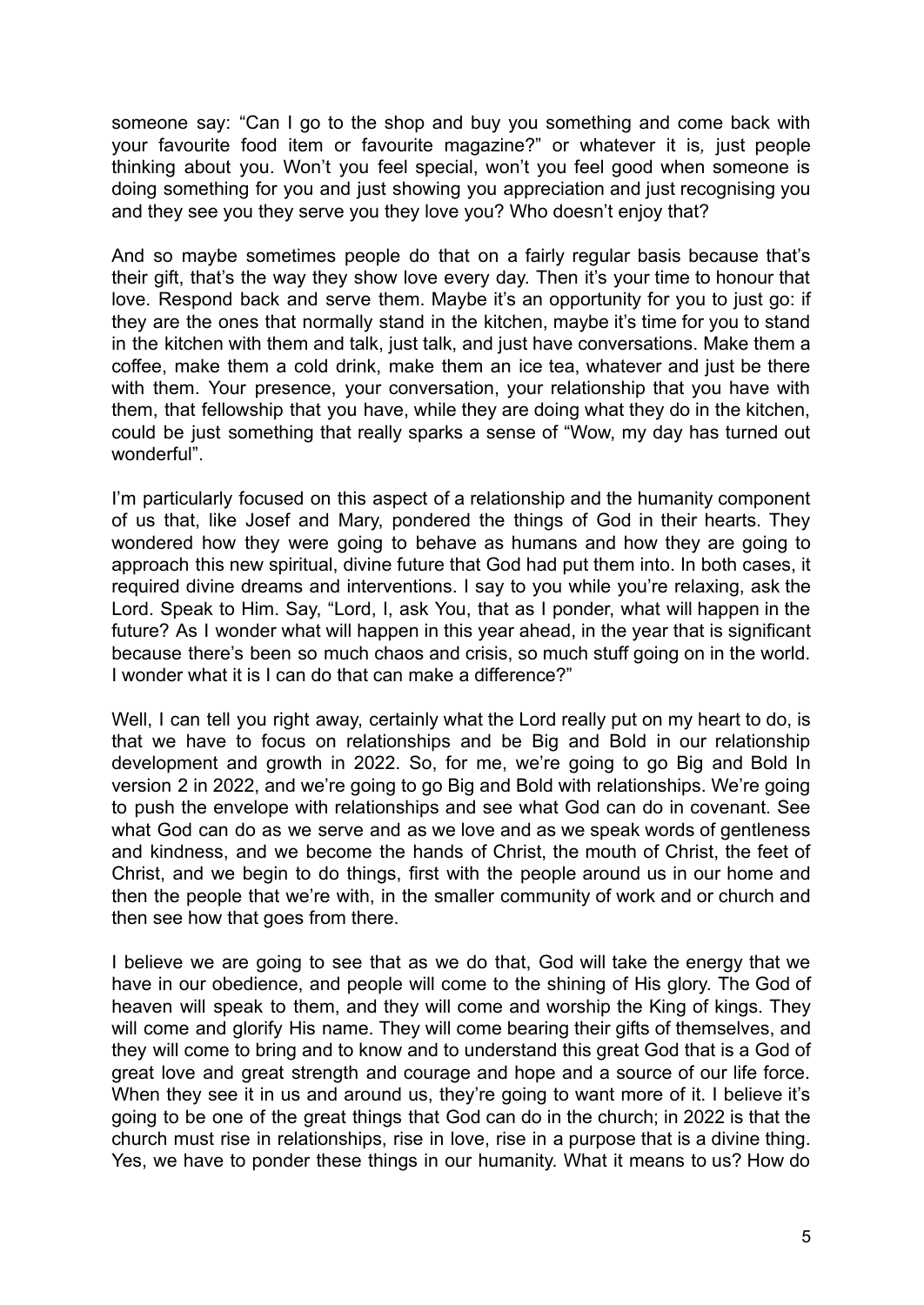someone say: "Can I go to the shop and buy you something and come back with your favourite food item or favourite magazine?" or whatever it is*,* just people thinking about you. Won't you feel special, won't you feel good when someone is doing something for you and just showing you appreciation and just recognising you and they see you they serve you they love you? Who doesn't enjoy that?

And so maybe sometimes people do that on a fairly regular basis because that's their gift, that's the way they show love every day. Then it's your time to honour that love. Respond back and serve them. Maybe it's an opportunity for you to just go: if they are the ones that normally stand in the kitchen, maybe it's time for you to stand in the kitchen with them and talk, just talk, and just have conversations. Make them a coffee, make them a cold drink, make them an ice tea, whatever and just be there with them. Your presence, your conversation, your relationship that you have with them, that fellowship that you have, while they are doing what they do in the kitchen, could be just something that really sparks a sense of "Wow, my day has turned out wonderful".

I'm particularly focused on this aspect of a relationship and the humanity component of us that, like Josef and Mary, pondered the things of God in their hearts. They wondered how they were going to behave as humans and how they are going to approach this new spiritual, divine future that God had put them into. In both cases, it required divine dreams and interventions. I say to you while you're relaxing, ask the Lord. Speak to Him. Say, "Lord, I, ask You, that as I ponder, what will happen in the future? As I wonder what will happen in this year ahead, in the year that is significant because there's been so much chaos and crisis, so much stuff going on in the world. I wonder what it is I can do that can make a difference?"

Well, I can tell you right away, certainly what the Lord really put on my heart to do, is that we have to focus on relationships and be Big and Bold in our relationship development and growth in 2022. So, for me, we're going to go Big and Bold In version 2 in 2022, and we're going to go Big and Bold with relationships. We're going to push the envelope with relationships and see what God can do in covenant. See what God can do as we serve and as we love and as we speak words of gentleness and kindness, and we become the hands of Christ, the mouth of Christ, the feet of Christ, and we begin to do things, first with the people around us in our home and then the people that we're with, in the smaller community of work and or church and then see how that goes from there.

I believe we are going to see that as we do that, God will take the energy that we have in our obedience, and people will come to the shining of His glory. The God of heaven will speak to them, and they will come and worship the King of kings. They will come and glorify His name. They will come bearing their gifts of themselves, and they will come to bring and to know and to understand this great God that is a God of great love and great strength and courage and hope and a source of our life force. When they see it in us and around us, they're going to want more of it. I believe it's going to be one of the great things that God can do in the church; in 2022 is that the church must rise in relationships, rise in love, rise in a purpose that is a divine thing. Yes, we have to ponder these things in our humanity. What it means to us? How do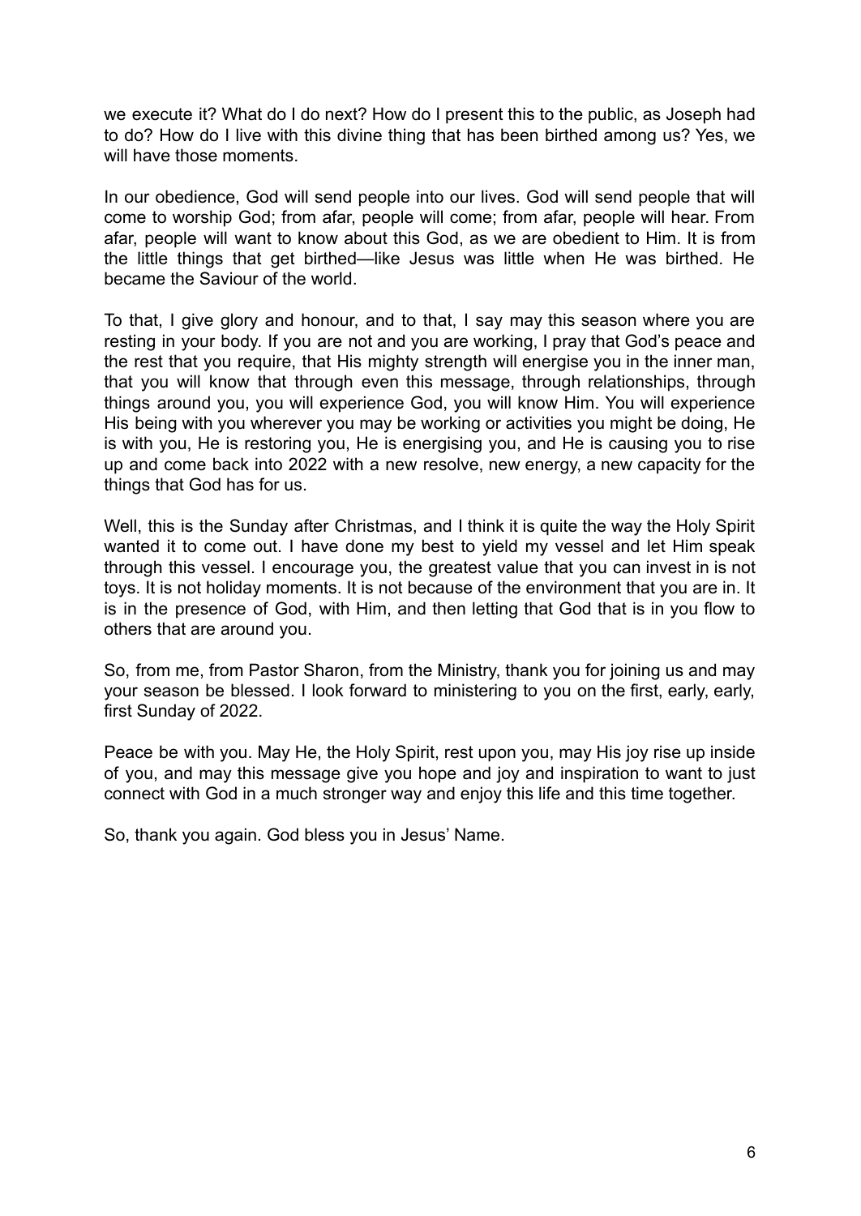we execute it? What do I do next? How do I present this to the public, as Joseph had to do? How do I live with this divine thing that has been birthed among us? Yes, we will have those moments.

In our obedience, God will send people into our lives. God will send people that will come to worship God; from afar, people will come; from afar, people will hear. From afar, people will want to know about this God, as we are obedient to Him. It is from the little things that get birthed—like Jesus was little when He was birthed. He became the Saviour of the world.

To that, I give glory and honour, and to that, I say may this season where you are resting in your body. If you are not and you are working, I pray that God's peace and the rest that you require, that His mighty strength will energise you in the inner man, that you will know that through even this message, through relationships, through things around you, you will experience God, you will know Him. You will experience His being with you wherever you may be working or activities you might be doing, He is with you, He is restoring you, He is energising you, and He is causing you to rise up and come back into 2022 with a new resolve, new energy, a new capacity for the things that God has for us.

Well, this is the Sunday after Christmas, and I think it is quite the way the Holy Spirit wanted it to come out. I have done my best to yield my vessel and let Him speak through this vessel. I encourage you, the greatest value that you can invest in is not toys. It is not holiday moments. It is not because of the environment that you are in. It is in the presence of God, with Him, and then letting that God that is in you flow to others that are around you.

So, from me, from Pastor Sharon, from the Ministry, thank you for joining us and may your season be blessed. I look forward to ministering to you on the first, early, early, first Sunday of 2022.

Peace be with you. May He, the Holy Spirit, rest upon you, may His joy rise up inside of you, and may this message give you hope and joy and inspiration to want to just connect with God in a much stronger way and enjoy this life and this time together.

So, thank you again. God bless you in Jesus' Name.